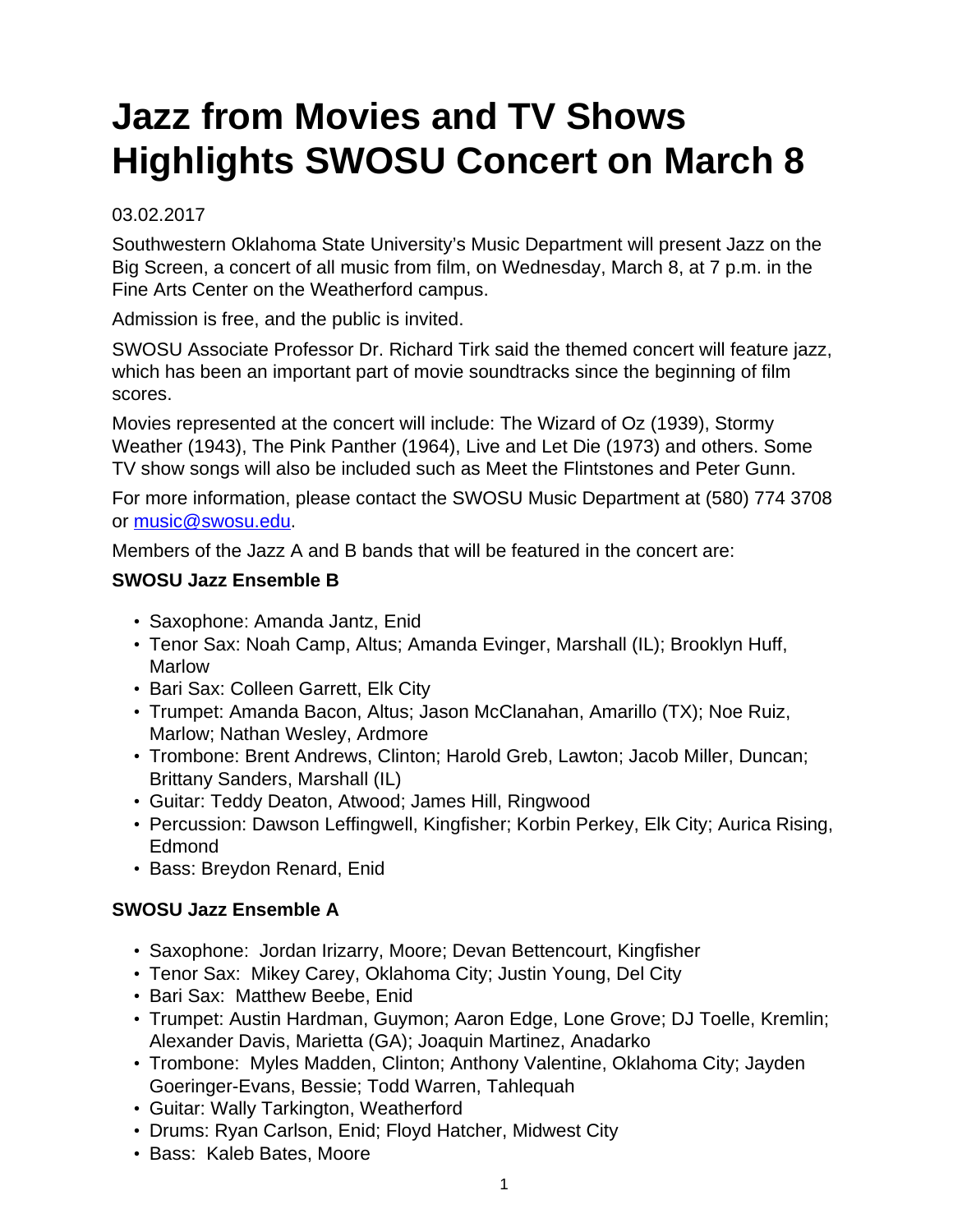# Jazz from Movies and TV Shows Highlights SWOSU Concert on March 8

03.02.2017

Southwestern Oklahoma State University's Music Department will present Jazz on the Big Screen, a concert of all music from film, on Wednesday, March 8, at 7 p.m. in the Fine Arts Center on the Weatherford campus.

Admission is free, and the public is invited.

SWOSU Associate Professor Dr. Richard Tirk said the themed concert will feature jazz, which has been an important part of movie soundtracks since the beginning of film scores.

Movies represented at the concert will include: The Wizard of Oz (1939), Stormy Weather (1943), The Pink Panther (1964), Live and Let Die (1973) and others. Some TV show songs will also be included such as Meet the Flintstones and Peter Gunn.

For more information, please contact the SWOSU Music Department at (580) 774 3708 or music@swosu.edu.

Members of the Jazz A and B bands that will be featured in the concert are:

**SWOSU Jazz Ensemble B**

- Saxophone: Amanda Jantz, Enid
- Tenor Sax: Noah Camp, Altus; Amanda Evinger, Marshall (IL); Brooklyn Huff, Marlow
- Bari Sax: Colleen Garrett, Elk City
- Trumpet: Amanda Bacon, Altus; Jason McClanahan, Amarillo (TX); Noe Ruiz, Marlow; Nathan Wesley, Ardmore
- Trombone: Brent Andrews, Clinton; Harold Greb, Lawton; Jacob Miller, Duncan; Brittany Sanders, Marshall (IL)
- Guitar: Teddy Deaton, Atwood; James Hill, Ringwood
- Percussion: Dawson Leffingwell, Kingfisher; Korbin Perkey, Elk City; Aurica Rising, Edmond
- Bass: Breydon Renard, Enid

**SWOSU Jazz Ensemble A**

- Saxophone: Jordan Irizarry, Moore; Devan Bettencourt, Kingfisher
- Tenor Sax: Mikey Carey, Oklahoma City; Justin Young, Del City
- Bari Sax: Matthew Beebe, Enid
- Trumpet: Austin Hardman, Guymon; Aaron Edge, Lone Grove; DJ Toelle, Kremlin; Alexander Davis, Marietta (GA); Joaquin Martinez, Anadarko
- Trombone: Myles Madden, Clinton; Anthony Valentine, Oklahoma City; Jayden Goeringer-Evans, Bessie; Todd Warren, Tahlequah
- Guitar: Wally Tarkington, Weatherford
- Drums: Ryan Carlson, Enid; Floyd Hatcher, Midwest City
- Bass: Kaleb Bates, Moore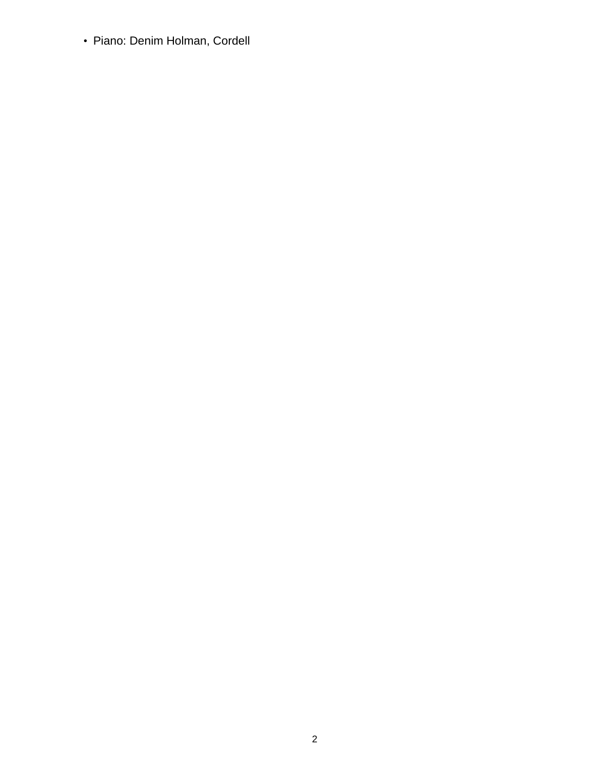- Piano: Denim Holman, Cordell